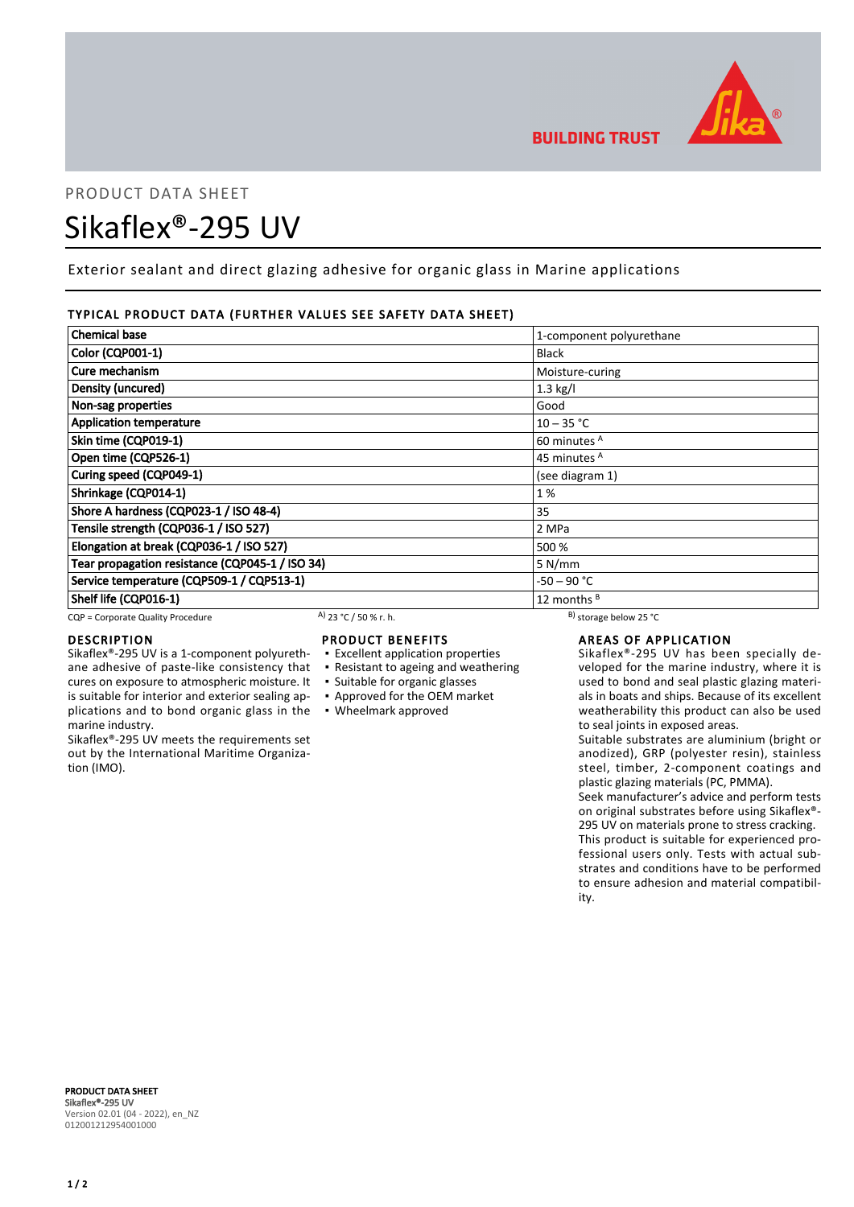BUILDING TRUST

PRODUCT DATA SHEET

# Sikaflex®-295 UV

Exterior sealant and direct glazing adhesive for organic glass in Marine applications

## TYPICAL PRODUCT DATA (FURTHER VALUES SEE SAFETY DATA SHEET)

| | |
|---|---|
| **Chemical base** | 1-component polyurethane |
| **Color (CQP001-1)** | Black |
| **Cure mechanism** | Moisture-curing |
| **Density (uncured)** | 1.3 kg/l |
| **Non-sag properties** | Good |
| **Application temperature** | 10 – 35 °C |
| **Skin time (CQP019-1)** | 60 minutes [A] |
| **Open time (CQP526-1)** | 45 minutes [A] |
| **Curing speed (CQP049-1)** | (see diagram 1) |
| **Shrinkage (CQP014-1)** | 1 % |
| **Shore A hardness (CQP023-1 / ISO 48-4)** | 35 |
| **Tensile strength (CQP036-1 / ISO 527)** | 2 MPa |
| **Elongation at break (CQP036-1 / ISO 527)** | 500 % |
| **Tear propagation resistance (CQP045-1 / ISO 34)** | 5 N/mm |
| **Service temperature (CQP509-1 / CQP513-1)** | -50 – 90 °C |
| **Shelf life (CQP016-1)** | 12 months [B] |

CQP = Corporate Quality Procedure  A) 23 °C / 50 % r. h.  B) storage below 25 °C

## DESCRIPTION

Sikaflex®-295 UV is a 1-component polyurethane adhesive of paste-like consistency that cures on exposure to atmospheric moisture. It is suitable for interior and exterior sealing applications and to bond organic glass in the marine industry.

Sikaflex®-295 UV meets the requirements set out by the International Maritime Organization (IMO).

## PRODUCT BENEFITS

- Excellent application properties
- Resistant to ageing and weathering
- Suitable for organic glasses
- Approved for the OEM market
- Wheelmark approved

## AREAS OF APPLICATION

Sikaflex®-295 UV has been specially developed for the marine industry, where it is used to bond and seal plastic glazing materials in boats and ships. Because of its excellent weatherability this product can also be used to seal joints in exposed areas.

Suitable substrates are aluminium (bright or anodized), GRP (polyester resin), stainless steel, timber, 2-component coatings and plastic glazing materials (PC, PMMA).

Seek manufacturer's advice and perform tests on original substrates before using Sikaflex®-295 UV on materials prone to stress cracking.

This product is suitable for experienced professional users only. Tests with actual substrates and conditions have to be performed to ensure adhesion and material compatibility.

**PRODUCT DATA SHEET**
**Sikaflex®-295 UV**
Version 02.01 (04 - 2022), en_NZ
012001212954001000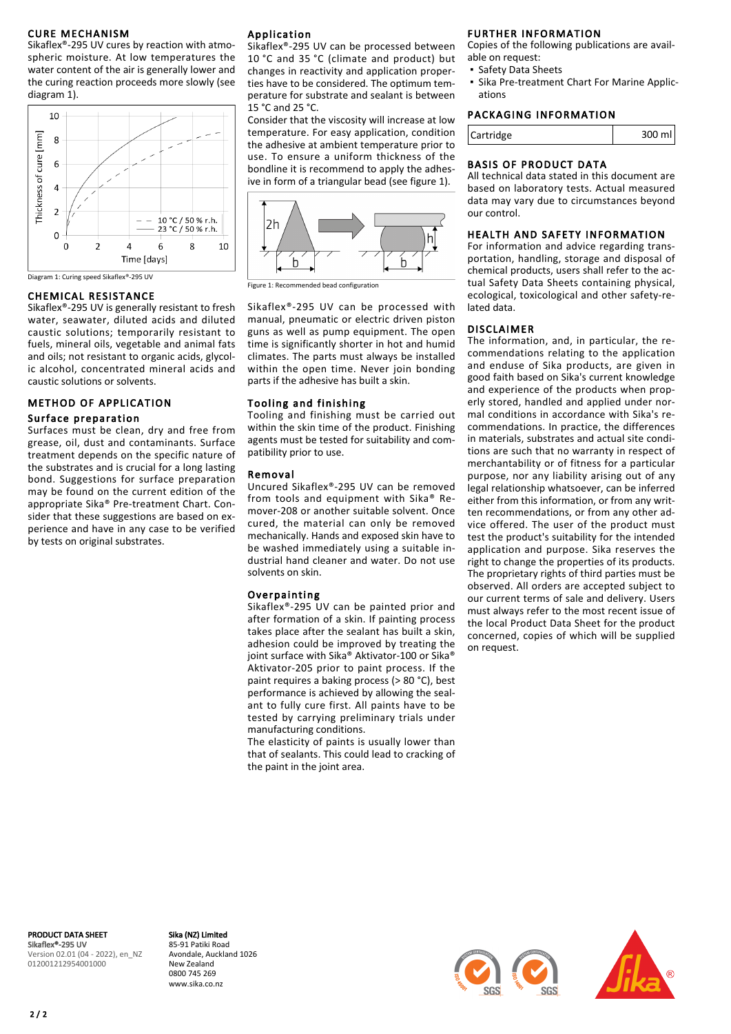## CURE MECHANISM

Sikaflex®-295 UV cures by reaction with atmospheric moisture. At low temperatures the water content of the air is generally lower and the curing reaction proceeds more slowly (see diagram 1).

Thickness of cure [mm]
10
8
6
4
2
0
0 2 4 6 8 10
Time [days]
10 °C / 50 % r.h.
23 °C / 50 % r.h.

Diagram 1: Curing speed Sikaflex®-295 UV

## CHEMICAL RESISTANCE

Sikaflex®-295 UV is generally resistant to fresh water, seawater, diluted acids and diluted caustic solutions; temporarily resistant to fuels, mineral oils, vegetable and animal fats and oils; not resistant to organic acids, glycolic alcohol, concentrated mineral acids and caustic solutions or solvents.

## METHOD OF APPLICATION

### Surface preparation

Surfaces must be clean, dry and free from grease, oil, dust and contaminants. Surface treatment depends on the specific nature of the substrates and is crucial for a long lasting bond. Suggestions for surface preparation may be found on the current edition of the appropriate Sika® Pre-treatment Chart. Consider that these suggestions are based on experience and have in any case to be verified by tests on original substrates.

### Application

Sikaflex®-295 UV can be processed between 10 °C and 35 °C (climate and product) but changes in reactivity and application properties have to be considered. The optimum temperature for substrate and sealant is between 15 °C and 25 °C.

Consider that the viscosity will increase at low temperature. For easy application, condition the adhesive at ambient temperature prior to use. To ensure a uniform thickness of the bondline it is recommend to apply the adhesive in form of a triangular bead (see figure 1).

2h
b
h
b

Figure 1: Recommended bead configuration

Sikaflex®-295 UV can be processed with manual, pneumatic or electric driven piston guns as well as pump equipment. The open time is significantly shorter in hot and humid climates. The parts must always be installed within the open time. Never join bonding parts if the adhesive has built a skin.

### Tooling and finishing

Tooling and finishing must be carried out within the skin time of the product. Finishing agents must be tested for suitability and compatibility prior to use.

### Removal

Uncured Sikaflex®-295 UV can be removed from tools and equipment with Sika® Remover-208 or another suitable solvent. Once cured, the material can only be removed mechanically. Hands and exposed skin have to be washed immediately using a suitable industrial hand cleaner and water. Do not use solvents on skin.

### Overpainting

Sikaflex®-295 UV can be painted prior and after formation of a skin. If painting process takes place after the sealant has built a skin, adhesion could be improved by treating the joint surface with Sika® Aktivator-100 or Sika® Aktivator-205 prior to paint process. If the paint requires a baking process (> 80 °C), best performance is achieved by allowing the sealant to fully cure first. All paints have to be tested by carrying preliminary trials under manufacturing conditions.

The elasticity of paints is usually lower than that of sealants. This could lead to cracking of the paint in the joint area.

## FURTHER INFORMATION

Copies of the following publications are available on request:

- Safety Data Sheets
- Sika Pre-treatment Chart For Marine Applications

## PACKAGING INFORMATION

| | |
|---|---|
| Cartridge | 300 ml |

## BASIS OF PRODUCT DATA

All technical data stated in this document are based on laboratory tests. Actual measured data may vary due to circumstances beyond our control.

## HEALTH AND SAFETY INFORMATION

For information and advice regarding transportation, handling, storage and disposal of chemical products, users shall refer to the actual Safety Data Sheets containing physical, ecological, toxicological and other safety-related data.

## DISCLAIMER

The information, and, in particular, the recommendations relating to the application and enduse of Sika products, are given in good faith based on Sika's current knowledge and experience of the products when properly stored, handled and applied under normal conditions in accordance with Sika's recommendations. In practice, the differences in materials, substrates and actual site conditions are such that no warranty in respect of merchantability or of fitness for a particular purpose, nor any liability arising out of any legal relationship whatsoever, can be inferred either from this information, or from any written recommendations, or from any other advice offered. The user of the product must test the product's suitability for the intended application and purpose. Sika reserves the right to change the properties of its products. The proprietary rights of third parties must be observed. All orders are accepted subject to our current terms of sale and delivery. Users must always refer to the most recent issue of the local Product Data Sheet for the product concerned, copies of which will be supplied on request.

**PRODUCT DATA SHEET**
**Sikaflex®-295 UV**
Version 02.01 (04 - 2022), en_NZ
012001212954001000

**Sika (NZ) Limited**
85-91 Patiki Road
Avondale, Auckland 1026
New Zealand
0800 745 269
www.sika.co.nz